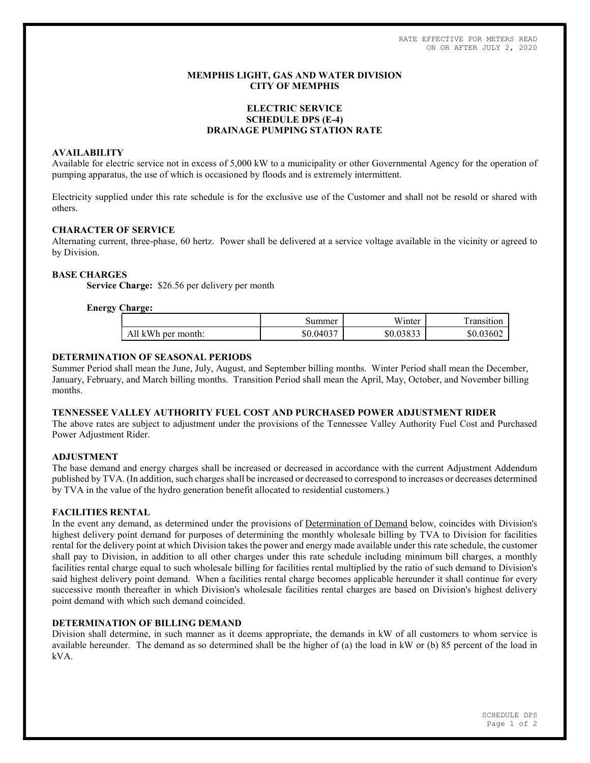RATE EFFECTIVE FOR METERS READ
ON OR AFTER JULY 2, 2020

**MEMPHIS LIGHT, GAS AND WATER DIVISION**
**CITY OF MEMPHIS**

**ELECTRIC SERVICE**
**SCHEDULE DPS (E-4)**
**DRAINAGE PUMPING STATION RATE**

## AVAILABILITY

Available for electric service not in excess of 5,000 kW to a municipality or other Governmental Agency for the operation of pumping apparatus, the use of which is occasioned by floods and is extremely intermittent.

Electricity supplied under this rate schedule is for the exclusive use of the Customer and shall not be resold or shared with others.

## CHARACTER OF SERVICE

Alternating current, three-phase, 60 hertz. Power shall be delivered at a service voltage available in the vicinity or agreed to by Division.

## BASE CHARGES

**Service Charge:** $26.56 per delivery per month

**Energy Charge:**

| | Summer | Winter | Transition |
|---|---|---|---|
| All kWh per month: | $0.04037 | $0.03833 | $0.03602 |

## DETERMINATION OF SEASONAL PERIODS

Summer Period shall mean the June, July, August, and September billing months. Winter Period shall mean the December, January, February, and March billing months. Transition Period shall mean the April, May, October, and November billing months.

## TENNESSEE VALLEY AUTHORITY FUEL COST AND PURCHASED POWER ADJUSTMENT RIDER

The above rates are subject to adjustment under the provisions of the Tennessee Valley Authority Fuel Cost and Purchased Power Adjustment Rider.

## ADJUSTMENT

The base demand and energy charges shall be increased or decreased in accordance with the current Adjustment Addendum published by TVA. (In addition, such charges shall be increased or decreased to correspond to increases or decreases determined by TVA in the value of the hydro generation benefit allocated to residential customers.)

## FACILITIES RENTAL

In the event any demand, as determined under the provisions of Determination of Demand below, coincides with Division's highest delivery point demand for purposes of determining the monthly wholesale billing by TVA to Division for facilities rental for the delivery point at which Division takes the power and energy made available under this rate schedule, the customer shall pay to Division, in addition to all other charges under this rate schedule including minimum bill charges, a monthly facilities rental charge equal to such wholesale billing for facilities rental multiplied by the ratio of such demand to Division's said highest delivery point demand. When a facilities rental charge becomes applicable hereunder it shall continue for every successive month thereafter in which Division's wholesale facilities rental charges are based on Division's highest delivery point demand with which such demand coincided.

## DETERMINATION OF BILLING DEMAND

Division shall determine, in such manner as it deems appropriate, the demands in kW of all customers to whom service is available hereunder. The demand as so determined shall be the higher of (a) the load in kW or (b) 85 percent of the load in kVA.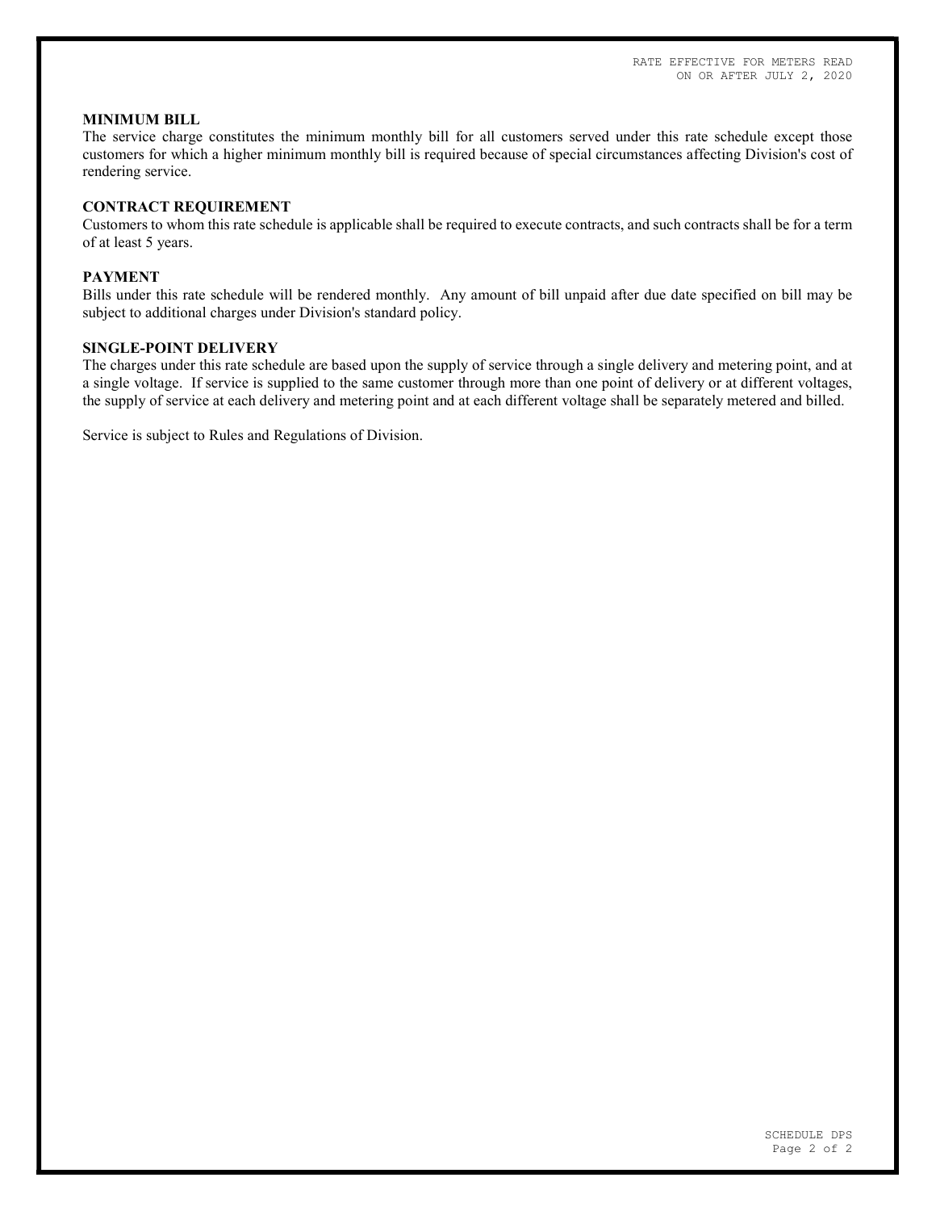## MINIMUM BILL

The service charge constitutes the minimum monthly bill for all customers served under this rate schedule except those customers for which a higher minimum monthly bill is required because of special circumstances affecting Division's cost of rendering service.

## CONTRACT REQUIREMENT

Customers to whom this rate schedule is applicable shall be required to execute contracts, and such contracts shall be for a term of at least 5 years.

## PAYMENT

Bills under this rate schedule will be rendered monthly. Any amount of bill unpaid after due date specified on bill may be subject to additional charges under Division's standard policy.

## SINGLE-POINT DELIVERY

The charges under this rate schedule are based upon the supply of service through a single delivery and metering point, and at a single voltage. If service is supplied to the same customer through more than one point of delivery or at different voltages, the supply of service at each delivery and metering point and at each different voltage shall be separately metered and billed.

Service is subject to Rules and Regulations of Division.